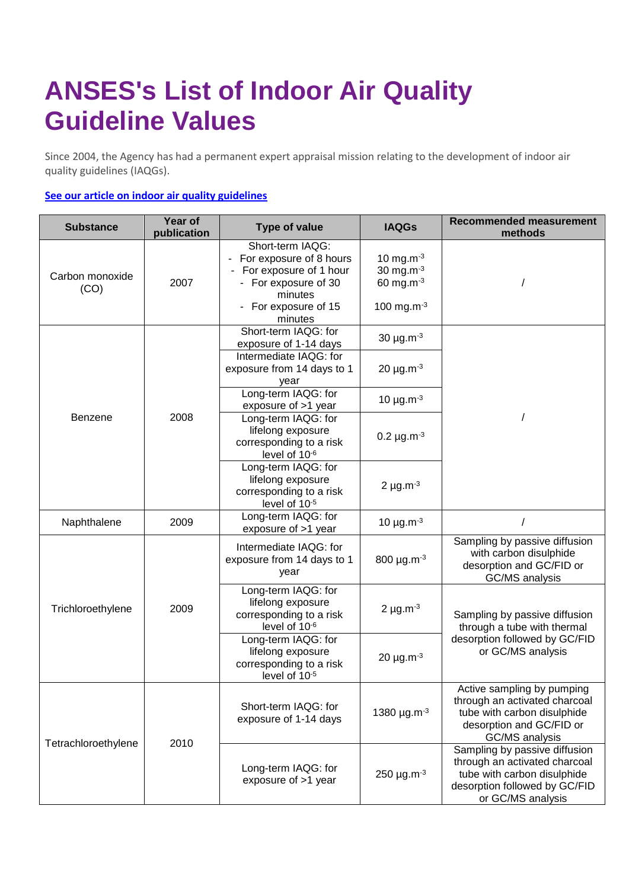# ANSES's List of Indoor Air Quality Guideline Values

Since 2004, the Agency has had a permanent expert appraisal mission relating to the development of indoor air quality guidelines (IAQGs).

**See our article on indoor air quality guidelines**

| Substance | Year of publication | Type of value | IAQGs | Recommended measurement methods |
|---|---|---|---|---|
| Carbon monoxide (CO) | 2007 | Short-term IAQG:<br>- For exposure of 8 hours<br>- For exposure of 1 hour<br>- For exposure of 30 minutes<br>- For exposure of 15 minutes | 10 $mg.m^{-3}$<br>30 $mg.m^{-3}$<br>60 $mg.m^{-3}$<br>100 $mg.m^{-3}$ | / |
| Benzene | 2008 | Short-term IAQG: for exposure of 1-14 days | 30 $\mu g.m^{-3}$ | / |
| | | Intermediate IAQG: for exposure from 14 days to 1 year | 20 $\mu g.m^{-3}$ | |
| | | Long-term IAQG: for exposure of >1 year | 10 $\mu g.m^{-3}$ | |
| | | Long-term IAQG: for lifelong exposure corresponding to a risk level of $10^{-6}$ | 0.2 $\mu g.m^{-3}$ | |
| | | Long-term IAQG: for lifelong exposure corresponding to a risk level of $10^{-5}$ | 2 $\mu g.m^{-3}$ | |
| Naphthalene | 2009 | Long-term IAQG: for exposure of >1 year | 10 $\mu g.m^{-3}$ | / |
| Trichloroethylene | 2009 | Intermediate IAQG: for exposure from 14 days to 1 year | 800 $\mu g.m^{-3}$ | Sampling by passive diffusion with carbon disulphide desorption and GC/FID or GC/MS analysis |
| | | Long-term IAQG: for lifelong exposure corresponding to a risk level of $10^{-6}$ | 2 $\mu g.m^{-3}$ | Sampling by passive diffusion through a tube with thermal desorption followed by GC/FID or GC/MS analysis |
| | | Long-term IAQG: for lifelong exposure corresponding to a risk level of $10^{-5}$ | 20 $\mu g.m^{-3}$ | |
| Tetrachloroethylene | 2010 | Short-term IAQG: for exposure of 1-14 days | 1380 $\mu g.m^{-3}$ | Active sampling by pumping through an activated charcoal tube with carbon disulphide desorption and GC/FID or GC/MS analysis |
| | | Long-term IAQG: for exposure of >1 year | 250 $\mu g.m^{-3}$ | Sampling by passive diffusion through an activated charcoal tube with carbon disulphide desorption followed by GC/FID or GC/MS analysis |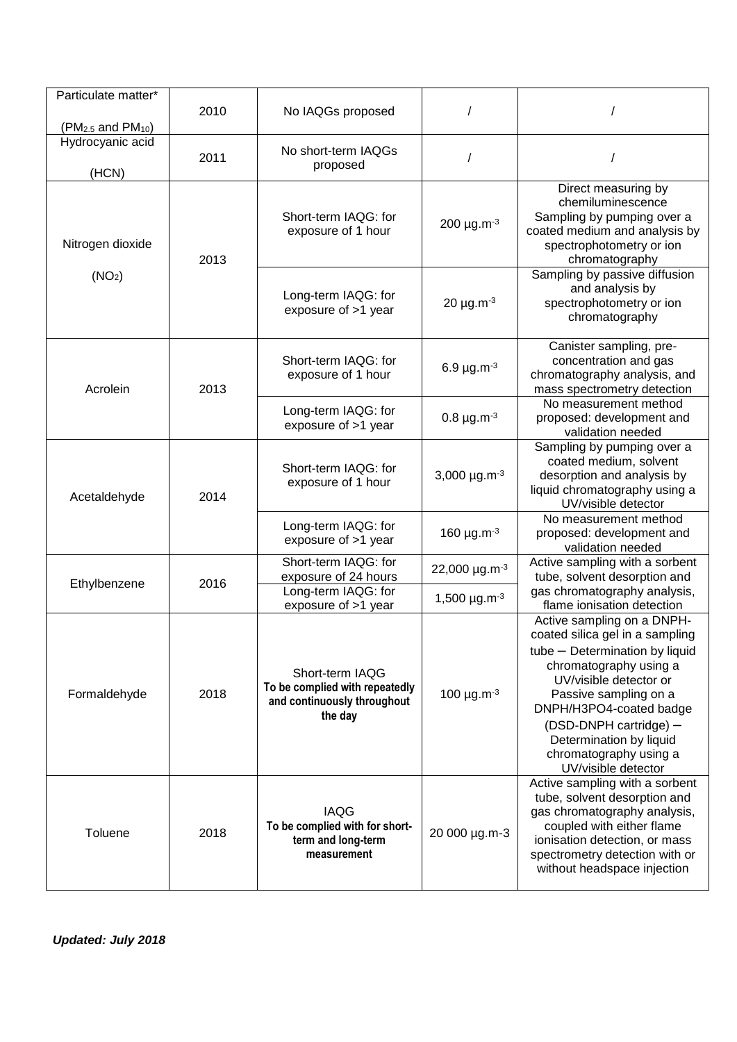| | | | | |
|---|---|---|---|---|
| Particulate matter* ($PM_{2.5}$ and $PM_{10}$) | 2010 | No IAQGs proposed | / | / |
| Hydrocyanic acid (HCN) | 2011 | No short-term IAQGs proposed | / | / |
| Nitrogen dioxide ($NO_2$) | 2013 | Short-term IAQG: for exposure of 1 hour | 200 µg.m$^{-3}$ | Direct measuring by chemiluminescence Sampling by pumping over a coated medium and analysis by spectrophotometry or ion chromatography |
| | | Long-term IAQG: for exposure of >1 year | 20 µg.m$^{-3}$ | Sampling by passive diffusion and analysis by spectrophotometry or ion chromatography |
| Acrolein | 2013 | Short-term IAQG: for exposure of 1 hour | 6.9 µg.m$^{-3}$ | Canister sampling, pre-concentration and gas chromatography analysis, and mass spectrometry detection |
| | | Long-term IAQG: for exposure of >1 year | 0.8 µg.m$^{-3}$ | No measurement method proposed: development and validation needed |
| Acetaldehyde | 2014 | Short-term IAQG: for exposure of 1 hour | 3,000 µg.m$^{-3}$ | Sampling by pumping over a coated medium, solvent desorption and analysis by liquid chromatography using a UV/visible detector |
| | | Long-term IAQG: for exposure of >1 year | 160 µg.m$^{-3}$ | No measurement method proposed: development and validation needed |
| Ethylbenzene | 2016 | Short-term IAQG: for exposure of 24 hours | 22,000 µg.m$^{-3}$ | Active sampling with a sorbent tube, solvent desorption and gas chromatography analysis, flame ionisation detection |
| | | Long-term IAQG: for exposure of >1 year | 1,500 µg.m$^{-3}$ | |
| Formaldehyde | 2018 | Short-term IAQG **To be complied with repeatedly and continuously throughout the day** | 100 µg.m$^{-3}$ | Active sampling on a DNPH-coated silica gel in a sampling tube – Determination by liquid chromatography using a UV/visible detector or Passive sampling on a DNPH/H3PO4-coated badge (DSD-DNPH cartridge) – Determination by liquid chromatography using a UV/visible detector |
| Toluene | 2018 | IAQG **To be complied with for short-term and long-term measurement** | 20 000 µg.m-3 | Active sampling with a sorbent tube, solvent desorption and gas chromatography analysis, coupled with either flame ionisation detection, or mass spectrometry detection with or without headspace injection |

***Updated: July 2018***